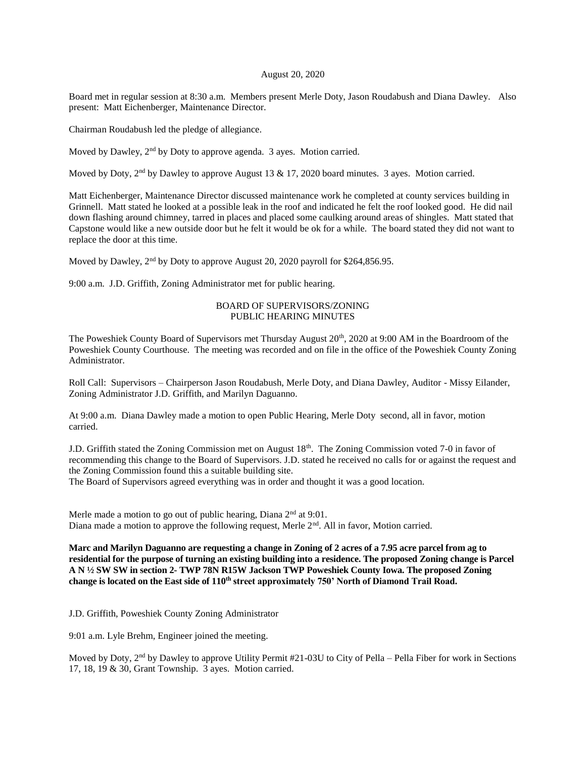August 20, 2020

Board met in regular session at 8:30 a.m. Members present Merle Doty, Jason Roudabush and Diana Dawley. Also present: Matt Eichenberger, Maintenance Director.

Chairman Roudabush led the pledge of allegiance.

Moved by Dawley, 2nd by Doty to approve agenda. 3 ayes. Motion carried.

Moved by Doty, 2nd by Dawley to approve August 13 & 17, 2020 board minutes. 3 ayes. Motion carried.

Matt Eichenberger, Maintenance Director discussed maintenance work he completed at county services building in Grinnell. Matt stated he looked at a possible leak in the roof and indicated he felt the roof looked good. He did nail down flashing around chimney, tarred in places and placed some caulking around areas of shingles. Matt stated that Capstone would like a new outside door but he felt it would be ok for a while. The board stated they did not want to replace the door at this time.

Moved by Dawley, 2nd by Doty to approve August 20, 2020 payroll for $264,856.95.

9:00 a.m. J.D. Griffith, Zoning Administrator met for public hearing.

BOARD OF SUPERVISORS/ZONING
PUBLIC HEARING MINUTES

The Poweshiek County Board of Supervisors met Thursday August 20th, 2020 at 9:00 AM in the Boardroom of the Poweshiek County Courthouse. The meeting was recorded and on file in the office of the Poweshiek County Zoning Administrator.

Roll Call: Supervisors – Chairperson Jason Roudabush, Merle Doty, and Diana Dawley, Auditor - Missy Eilander, Zoning Administrator J.D. Griffith, and Marilyn Daguanno.

At 9:00 a.m. Diana Dawley made a motion to open Public Hearing, Merle Doty second, all in favor, motion carried.

J.D. Griffith stated the Zoning Commission met on August 18th. The Zoning Commission voted 7-0 in favor of recommending this change to the Board of Supervisors. J.D. stated he received no calls for or against the request and the Zoning Commission found this a suitable building site.
The Board of Supervisors agreed everything was in order and thought it was a good location.

Merle made a motion to go out of public hearing, Diana 2nd at 9:01.
Diana made a motion to approve the following request, Merle 2nd. All in favor, Motion carried.

**Marc and Marilyn Daguanno are requesting a change in Zoning of 2 acres of a 7.95 acre parcel from ag to residential for the purpose of turning an existing building into a residence. The proposed Zoning change is Parcel A N ½ SW SW in section 2- TWP 78N R15W Jackson TWP Poweshiek County Iowa. The proposed Zoning change is located on the East side of 110th street approximately 750' North of Diamond Trail Road.**

J.D. Griffith, Poweshiek County Zoning Administrator

9:01 a.m. Lyle Brehm, Engineer joined the meeting.

Moved by Doty, 2nd by Dawley to approve Utility Permit #21-03U to City of Pella – Pella Fiber for work in Sections 17, 18, 19 & 30, Grant Township. 3 ayes. Motion carried.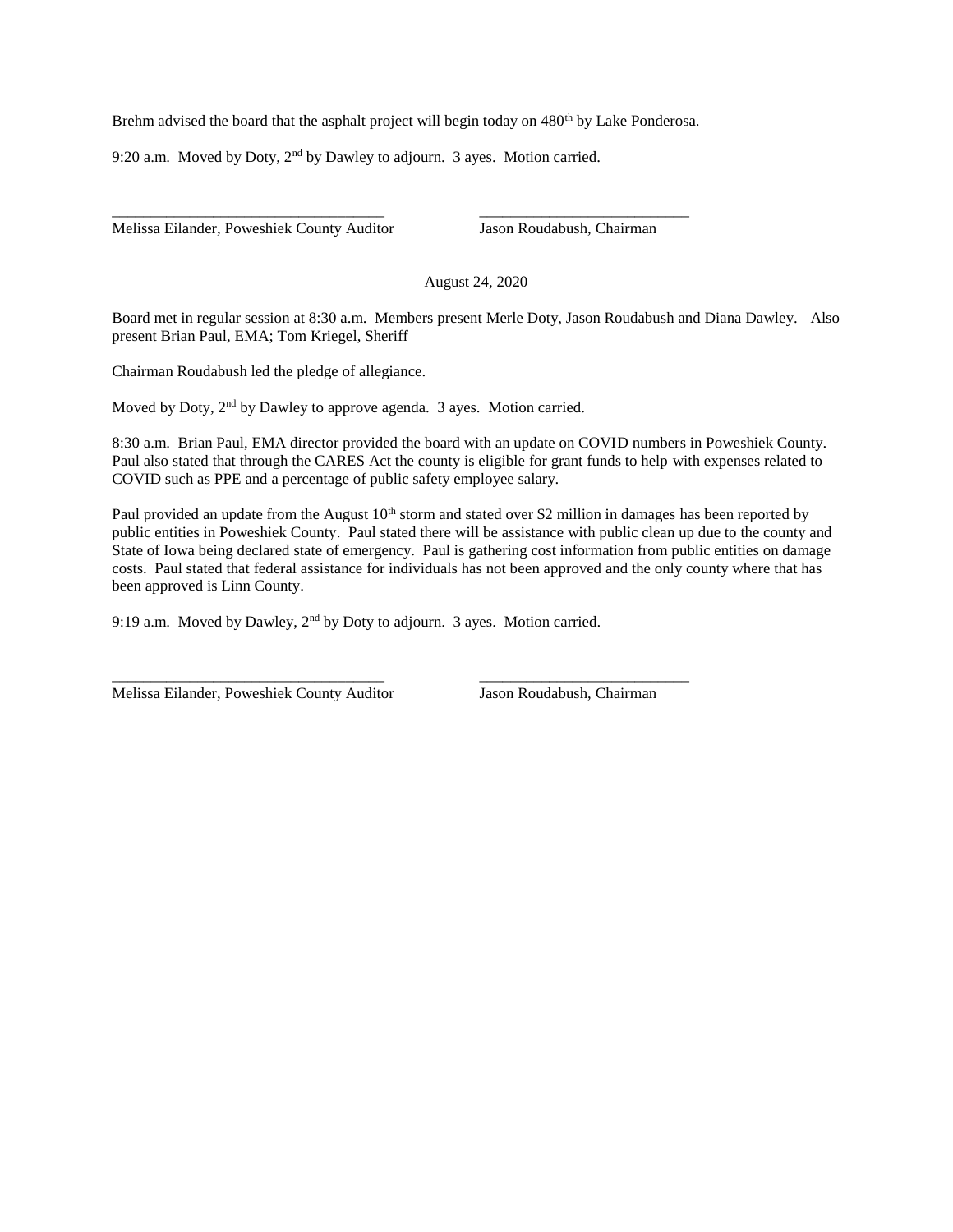Brehm advised the board that the asphalt project will begin today on 480th by Lake Ponderosa.

9:20 a.m. Moved by Doty, 2nd by Dawley to adjourn. 3 ayes. Motion carried.

\_\_\_\_\_\_\_\_\_\_\_\_\_\_\_\_\_\_\_\_\_\_\_\_\_\_\_\_\_\_\_\_\_\_\_ \_\_\_\_\_\_\_\_\_\_\_\_\_\_\_\_\_\_\_\_\_\_\_\_\_\_\_

Melissa Eilander, Poweshiek County Auditor Jason Roudabush, Chairman

August 24, 2020

Board met in regular session at 8:30 a.m. Members present Merle Doty, Jason Roudabush and Diana Dawley. Also present Brian Paul, EMA; Tom Kriegel, Sheriff

Chairman Roudabush led the pledge of allegiance.

Moved by Doty, 2nd by Dawley to approve agenda. 3 ayes. Motion carried.

8:30 a.m. Brian Paul, EMA director provided the board with an update on COVID numbers in Poweshiek County. Paul also stated that through the CARES Act the county is eligible for grant funds to help with expenses related to COVID such as PPE and a percentage of public safety employee salary.

Paul provided an update from the August 10th storm and stated over $2 million in damages has been reported by public entities in Poweshiek County. Paul stated there will be assistance with public clean up due to the county and State of Iowa being declared state of emergency. Paul is gathering cost information from public entities on damage costs. Paul stated that federal assistance for individuals has not been approved and the only county where that has been approved is Linn County.

9:19 a.m. Moved by Dawley, 2nd by Doty to adjourn. 3 ayes. Motion carried.

\_\_\_\_\_\_\_\_\_\_\_\_\_\_\_\_\_\_\_\_\_\_\_\_\_\_\_\_\_\_\_\_\_\_\_ \_\_\_\_\_\_\_\_\_\_\_\_\_\_\_\_\_\_\_\_\_\_\_\_\_\_\_

Melissa Eilander, Poweshiek County Auditor Jason Roudabush, Chairman